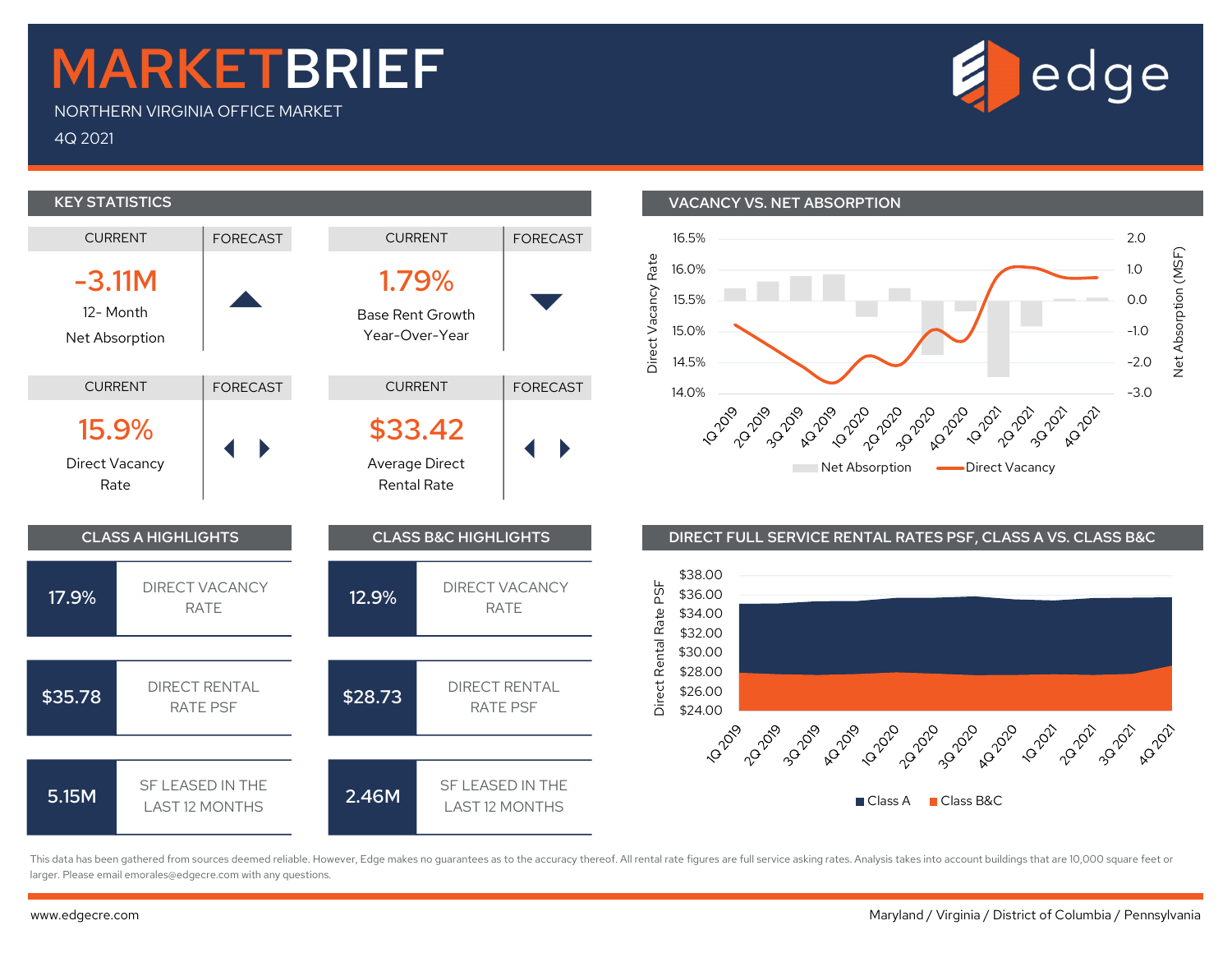# MARKETBRIEF

NORTHERN VIRGINIA OFFICE MARKET

4Q 2021

edge

## KEY STATISTICS

| CURRENT | FORECAST |
|---|---|
| **-3.11M** 12- Month Net Absorption | ▲ |
| **1.79%** Base Rent Growth Year-Over-Year | ▼ |
| **15.9%** Direct Vacancy Rate | ◀ ▶ |
| **$33.42** Average Direct Rental Rate | ◀ ▶ |

## VACANCY VS. NET ABSORPTION

Direct Vacancy Rate: 16.5%, 16.0%, 15.5%, 15.0%, 14.5%, 14.0%

Net Absorption (MSF): 2.0, 1.0, 0.0, -1.0, -2.0, -3.0

1Q 2019, 2Q 2019, 3Q 2019, 4Q 2019, 1Q 2020, 2Q 2020, 3Q 2020, 4Q 2020, 1Q 2021, 2Q 2021, 3Q 2021, 4Q 2021

Net Absorption — Direct Vacancy

## CLASS A HIGHLIGHTS

| | |
|---|---|
| 17.9% | DIRECT VACANCY RATE |
| $35.78 | DIRECT RENTAL RATE PSF |
| 5.15M | SF LEASED IN THE LAST 12 MONTHS |

## CLASS B&C HIGHLIGHTS

| | |
|---|---|
| 12.9% | DIRECT VACANCY RATE |
| $28.73 | DIRECT RENTAL RATE PSF |
| 2.46M | SF LEASED IN THE LAST 12 MONTHS |

## DIRECT FULL SERVICE RENTAL RATES PSF, CLASS A VS. CLASS B&C

Direct Rental Rate PSF: $38.00, $36.00, $34.00, $32.00, $30.00, $28.00, $26.00, $24.00

1Q 2019, 2Q 2019, 3Q 2019, 4Q 2019, 1Q 2020, 2Q 2020, 3Q 2020, 4Q 2020, 1Q 2021, 2Q 2021, 3Q 2021, 4Q 2021

Class A — Class B&C

This data has been gathered from sources deemed reliable. However, Edge makes no guarantees as to the accuracy thereof. All rental rate figures are full service asking rates. Analysis takes into account buildings that are 10,000 square feet or larger. Please email emorales@edgecre.com with any questions.

www.edgecre.com

Maryland / Virginia / District of Columbia / Pennsylvania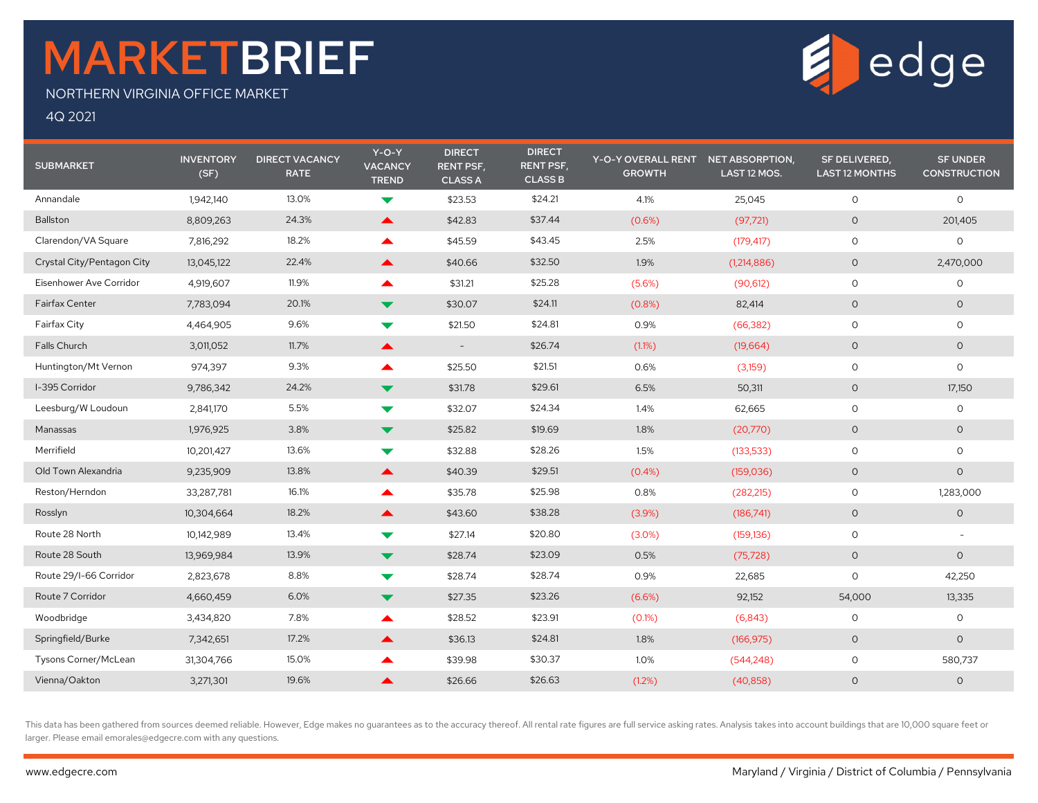# MARKETBRIEF

NORTHERN VIRGINIA OFFICE MARKET

4Q 2021

edge

| SUBMARKET | INVENTORY (SF) | DIRECT VACANCY RATE | Y-O-Y VACANCY TREND | DIRECT RENT PSF, CLASS A | DIRECT RENT PSF, CLASS B | Y-O-Y OVERALL RENT GROWTH | NET ABSORPTION, LAST 12 MOS. | SF DELIVERED, LAST 12 MONTHS | SF UNDER CONSTRUCTION |
|---|---|---|---|---|---|---|---|---|---|
| Annandale | 1,942,140 | 13.0% | ▼ | $23.53 | $24.21 | 4.1% | 25,045 | 0 | 0 |
| Ballston | 8,809,263 | 24.3% | ▲ | $42.83 | $37.44 | (0.6%) | (97,721) | 0 | 201,405 |
| Clarendon/VA Square | 7,816,292 | 18.2% | ▲ | $45.59 | $43.45 | 2.5% | (179,417) | 0 | 0 |
| Crystal City/Pentagon City | 13,045,122 | 22.4% | ▲ | $40.66 | $32.50 | 1.9% | (1,214,886) | 0 | 2,470,000 |
| Eisenhower Ave Corridor | 4,919,607 | 11.9% | ▲ | $31.21 | $25.28 | (5.6%) | (90,612) | 0 | 0 |
| Fairfax Center | 7,783,094 | 20.1% | ▼ | $30.07 | $24.11 | (0.8%) | 82,414 | 0 | 0 |
| Fairfax City | 4,464,905 | 9.6% | ▼ | $21.50 | $24.81 | 0.9% | (66,382) | 0 | 0 |
| Falls Church | 3,011,052 | 11.7% | ▲ | - | $26.74 | (1.1%) | (19,664) | 0 | 0 |
| Huntington/Mt Vernon | 974,397 | 9.3% | ▲ | $25.50 | $21.51 | 0.6% | (3,159) | 0 | 0 |
| I-395 Corridor | 9,786,342 | 24.2% | ▼ | $31.78 | $29.61 | 6.5% | 50,311 | 0 | 17,150 |
| Leesburg/W Loudoun | 2,841,170 | 5.5% | ▼ | $32.07 | $24.34 | 1.4% | 62,665 | 0 | 0 |
| Manassas | 1,976,925 | 3.8% | ▼ | $25.82 | $19.69 | 1.8% | (20,770) | 0 | 0 |
| Merrifield | 10,201,427 | 13.6% | ▼ | $32.88 | $28.26 | 1.5% | (133,533) | 0 | 0 |
| Old Town Alexandria | 9,235,909 | 13.8% | ▲ | $40.39 | $29.51 | (0.4%) | (159,036) | 0 | 0 |
| Reston/Herndon | 33,287,781 | 16.1% | ▲ | $35.78 | $25.98 | 0.8% | (282,215) | 0 | 1,283,000 |
| Rosslyn | 10,304,664 | 18.2% | ▲ | $43.60 | $38.28 | (3.9%) | (186,741) | 0 | 0 |
| Route 28 North | 10,142,989 | 13.4% | ▼ | $27.14 | $20.80 | (3.0%) | (159,136) | 0 | - |
| Route 28 South | 13,969,984 | 13.9% | ▼ | $28.74 | $23.09 | 0.5% | (75,728) | 0 | 0 |
| Route 29/I-66 Corridor | 2,823,678 | 8.8% | ▼ | $28.74 | $28.74 | 0.9% | 22,685 | 0 | 42,250 |
| Route 7 Corridor | 4,660,459 | 6.0% | ▼ | $27.35 | $23.26 | (6.6%) | 92,152 | 54,000 | 13,335 |
| Woodbridge | 3,434,820 | 7.8% | ▲ | $28.52 | $23.91 | (0.1%) | (6,843) | 0 | 0 |
| Springfield/Burke | 7,342,651 | 17.2% | ▲ | $36.13 | $24.81 | 1.8% | (166,975) | 0 | 0 |
| Tysons Corner/McLean | 31,304,766 | 15.0% | ▲ | $39.98 | $30.37 | 1.0% | (544,248) | 0 | 580,737 |
| Vienna/Oakton | 3,271,301 | 19.6% | ▲ | $26.66 | $26.63 | (1.2%) | (40,858) | 0 | 0 |

This data has been gathered from sources deemed reliable. However, Edge makes no guarantees as to the accuracy thereof. All rental rate figures are full service asking rates. Analysis takes into account buildings that are 10,000 square feet or larger. Please email emorales@edgecre.com with any questions.

www.edgecre.com

Maryland / Virginia / District of Columbia / Pennsylvania